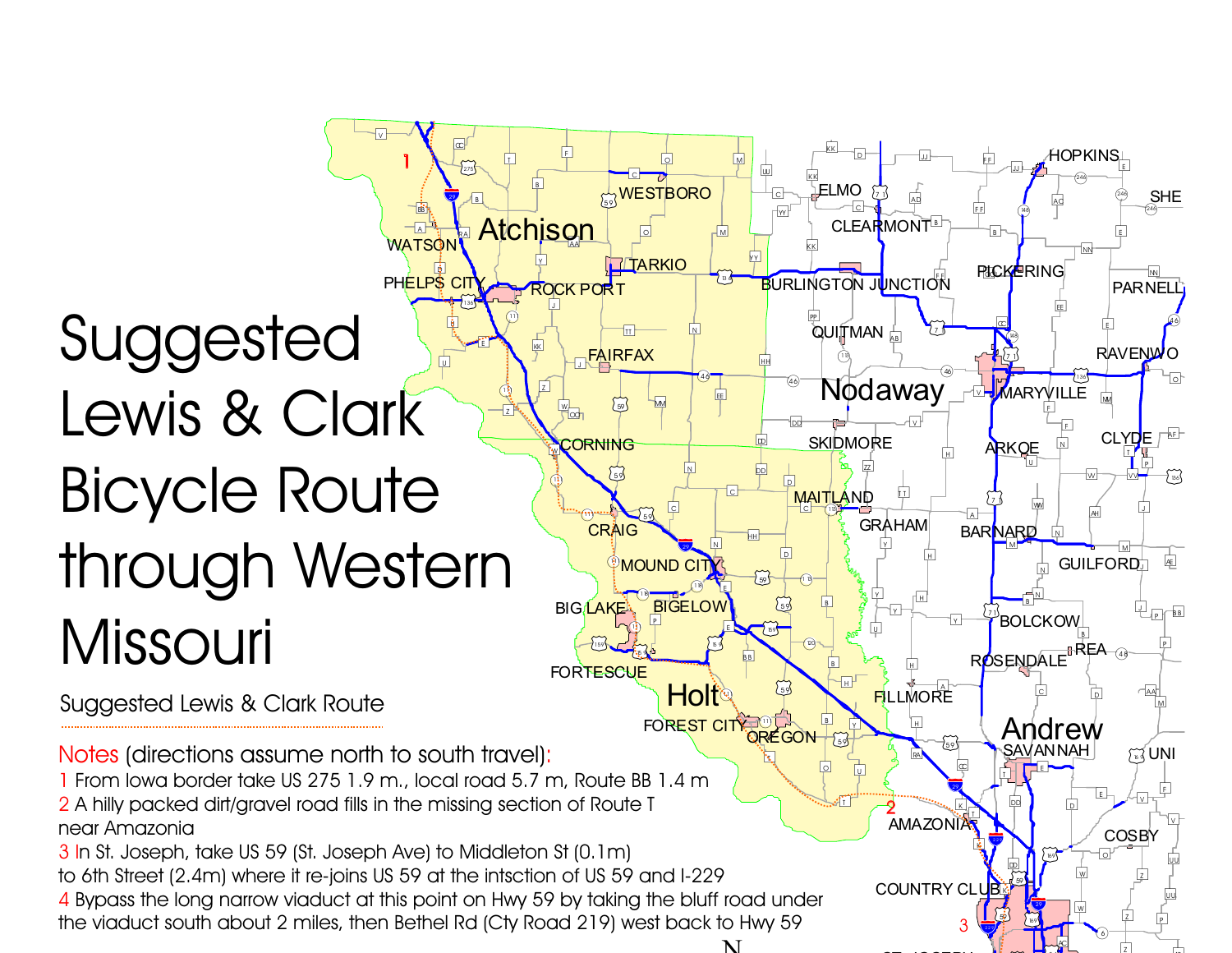# Suggested Lewis & Clark Bicycle Route through Western Missouri

Suggested Lewis & Clark Route

Notes (directions assume north to south travel):

1 From Iowa border take US 275 1.9 m., local road 5.7 m, Route BB 1.4 m

2 A hilly packed dirt/gravel road fills in the missing section of Route T near Amazonia

3 In St. Joseph, take US 59 (St. Joseph Ave) to Middleton St (0.1m) to 6th Street (2.4m) where it re-joins US 59 at the intsction of US 59 and I-229

4 Bypass the long narrow viaduct at this point on Hwy 59 by taking the bluff road under the viaduct south about 2 miles, then Bethel Rd (Cty Road 219) west back to Hwy 59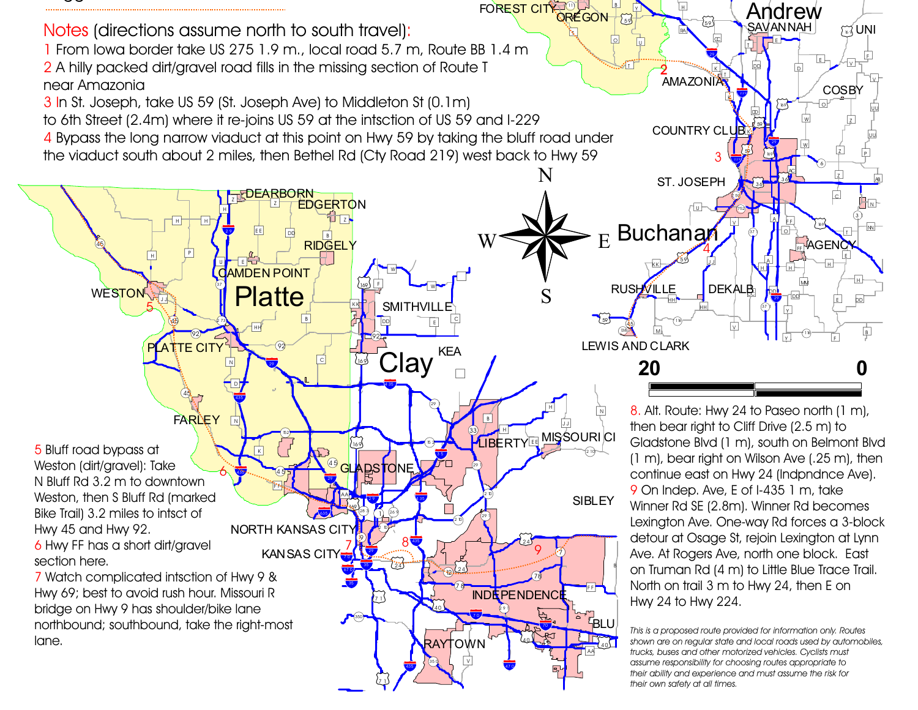Notes (directions assume north to south travel):

1 From Iowa border take US 275 1.9 m., local road 5.7 m, Route BB 1.4 m

2 A hilly packed dirt/gravel road fills in the missing section of Route T near Amazonia

3 In St. Joseph, take US 59 (St. Joseph Ave) to Middleton St (0.1m) to 6th Street (2.4m) where it re-joins US 59 at the intsction of US 59 and I-229

4 Bypass the long narrow viaduct at this point on Hwy 59 by taking the bluff road under the viaduct south about 2 miles, then Bethel Rd (Cty Road 219) west back to Hwy 59

5 Bluff road bypass at Weston (dirt/gravel): Take N Bluff Rd 3.2 m to downtown Weston, then S Bluff Rd (marked Bike Trail) 3.2 miles to intsct of Hwy 45 and Hwy 92.

6 Hwy FF has a short dirt/gravel section here.

7 Watch complicated intsction of Hwy 9 & Hwy 69; best to avoid rush hour. Missouri R bridge on Hwy 9 has shoulder/bike lane northbound; southbound, take the right-most lane.

8. Alt. Route: Hwy 24 to Paseo north (1 m), then bear right to Cliff Drive (2.5 m) to Gladstone Blvd (1 m), south on Belmont Blvd (1 m), bear right on Wilson Ave (.25 m), then continue east on Hwy 24 (Indpndnce Ave).

9 On Indep. Ave, E of I-435 1 m, take Winner Rd SE (2.8m). Winner Rd becomes Lexington Ave. One-way Rd forces a 3-block detour at Osage St, rejoin Lexington at Lynn Ave. At Rogers Ave, north one block. East on Truman Rd (4 m) to Little Blue Trace Trail. North on trail 3 m to Hwy 24, then E on Hwy 24 to Hwy 224.

*This is a proposed route provided for information only. Routes shown are on regular state and local roads used by automobiles, trucks, buses and other motorized vehicles. Cyclists must assume responsibility for choosing routes appropriate to their ability and experience and must assume the risk for their own safety at all times.*